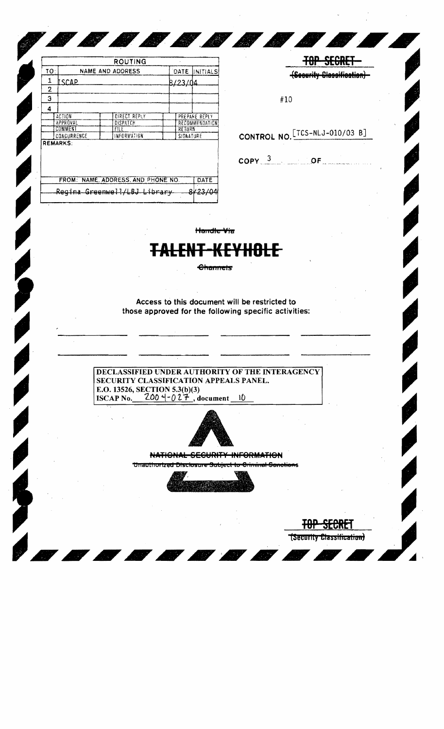| ROUTING | | | |
|---|---|---|---|
| TO: | NAME AND ADDRESS | DATE | INITIALS |
| 1 | ISCAP | 8/23/04 | |
| 2 | | | |
| 3 | | | |
| 4 | | | |

| ACTION | DIRECT REPLY | PREPARE REPLY |
|---|---|---|
| APPROVAL | DISPATCH | RECOMMENDATION |
| COMMENT | FILE | RETURN |
| CONCURRENCE | INFORMATION | SIGNATURE |

REMARKS:

| FROM: NAME, ADDRESS, AND PHONE NO. | DATE |
|---|---|
| ~~Regina Greenwell/LBJ Library~~ | 8/23/04 |

~~TOP SECRET~~

~~(Security Classification)~~

#10

CONTROL NO. [TCS-NLJ-010/03 B]

COPY 3 OF

~~Handle Via~~

# ~~TALENT-KEYHOLE~~

~~Channels~~

Access to this document will be restricted to those approved for the following specific activities:

**DECLASSIFIED UNDER AUTHORITY OF THE INTERAGENCY SECURITY CLASSIFICATION APPEALS PANEL.**
**E.O. 13526, SECTION 5.3(b)(3)**
**ISCAP No. 2004-027, document 10**

~~NATIONAL SECURITY INFORMATION~~

~~Unauthorized Disclosure Subject to Criminal Sanctions~~

~~TOP SECRET~~

~~(Security Classification)~~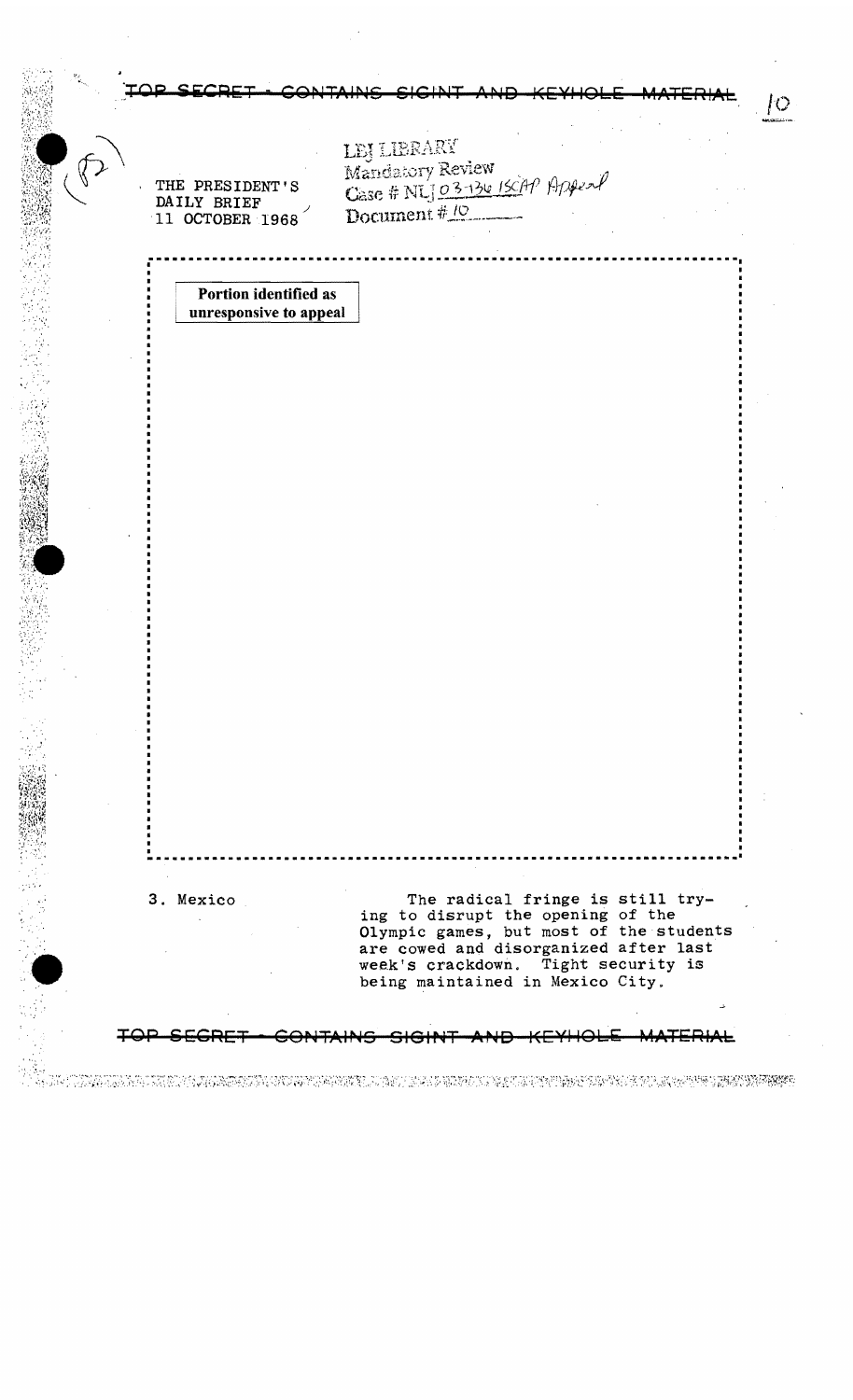TOP SECRET - CONTAINS SIGINT AND KEYHOLE MATERIAL

THE PRESIDENT'S DAILY BRIEF
11 OCTOBER 1968

LBJ LIBRARY
Mandatory Review
Case # NLJ 03-136 ISCAP Appeal
Document # 10

**Portion identified as unresponsive to appeal**

3. Mexico

The radical fringe is still trying to disrupt the opening of the Olympic games, but most of the students are cowed and disorganized after last week's crackdown. Tight security is being maintained in Mexico City.

TOP SECRET - CONTAINS SIGINT AND KEYHOLE MATERIAL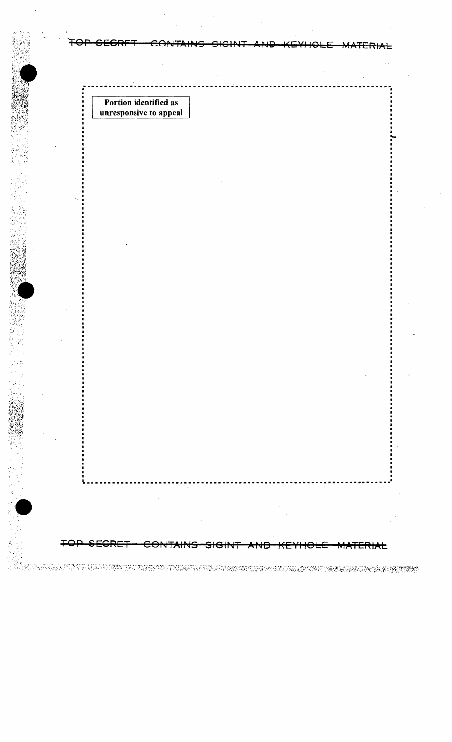TOP SECRET - CONTAINS SIGINT AND KEYHOLE MATERIAL

Portion identified as unresponsive to appeal

TOP SECRET - CONTAINS SIGINT AND KEYHOLE MATERIAL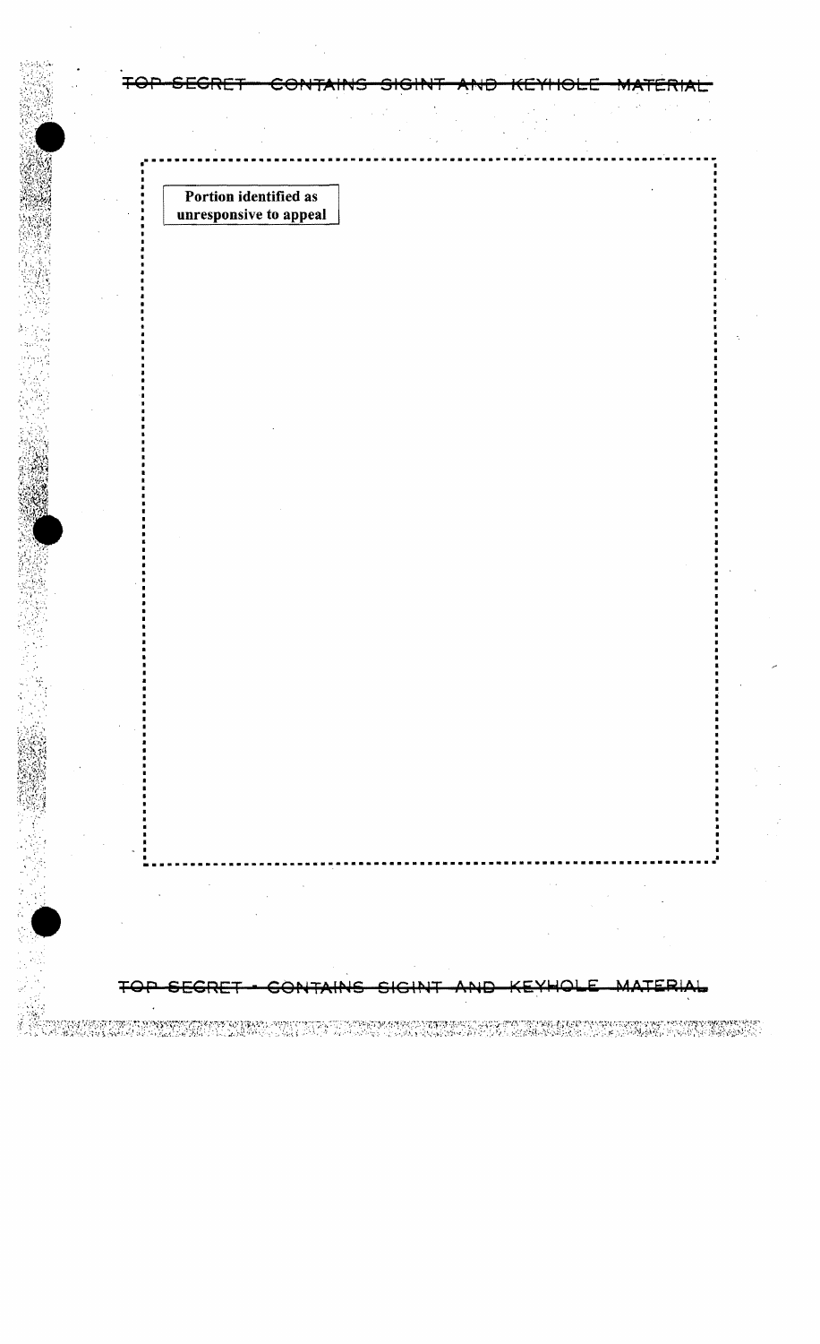**Portion identified as unresponsive to appeal**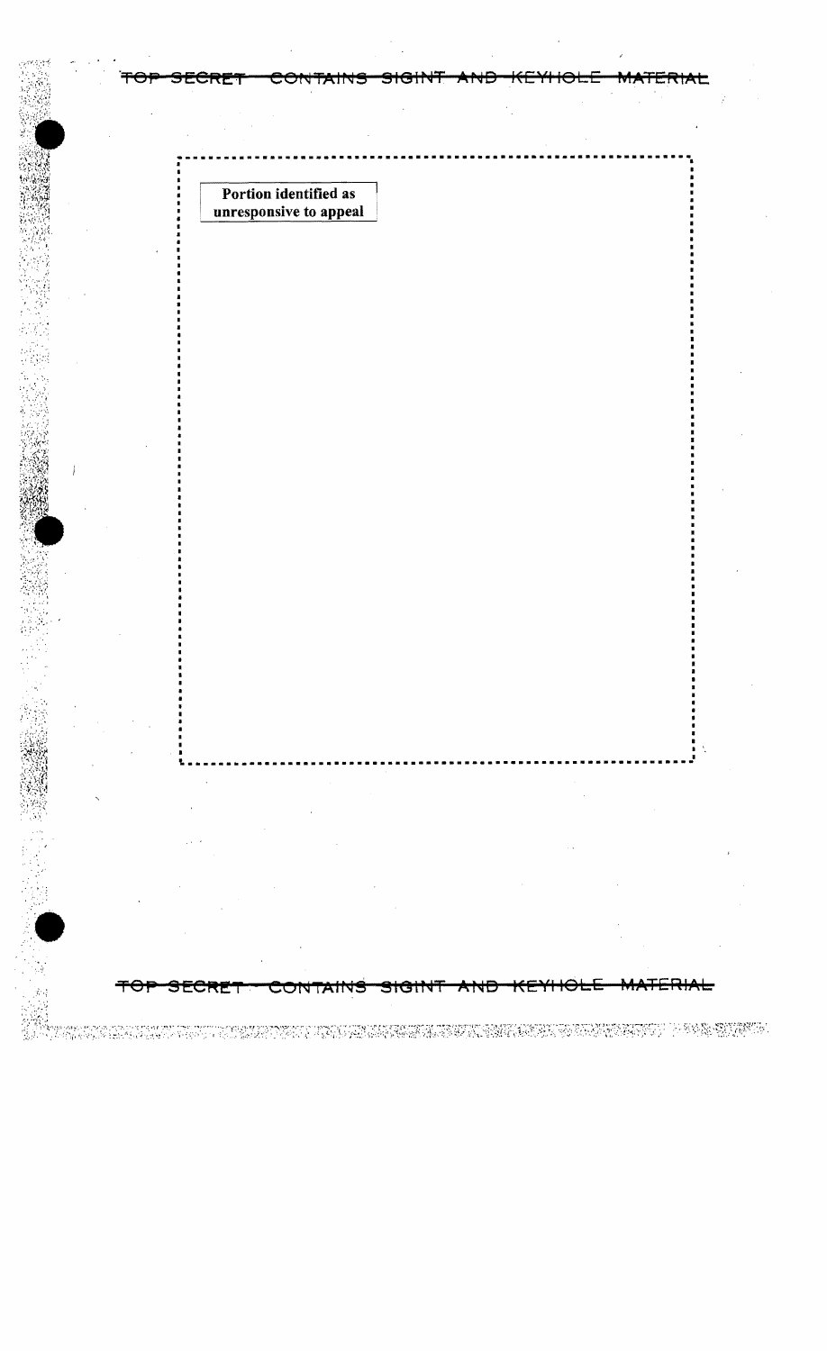TOP SECRET CONTAINS SIGINT AND KEYHOLE MATERIAL

**Portion identified as unresponsive to appeal**

TOP SECRET CONTAINS SIGINT AND KEYHOLE MATERIAL